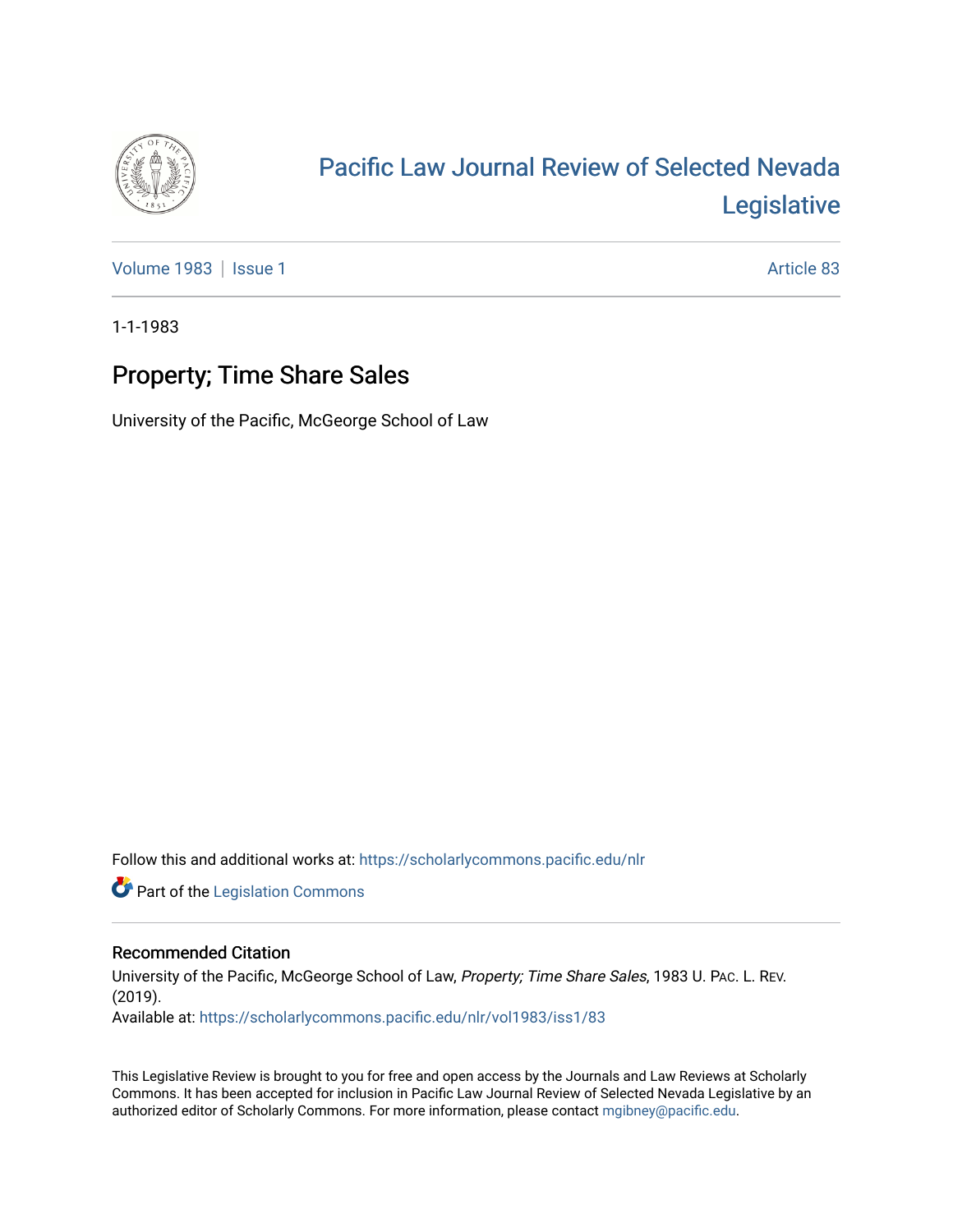# Pacific Law Journal Review of Selected Nevada Legislative

Volume 1983 | Issue 1 Article 83

1-1-1983

## Property; Time Share Sales

University of the Pacific, McGeorge School of Law

Follow this and additional works at: https://scholarlycommons.pacific.edu/nlr

Part of the Legislation Commons

### Recommended Citation

University of the Pacific, McGeorge School of Law, *Property; Time Share Sales*, 1983 U. PAC. L. REV. (2019).

Available at: https://scholarlycommons.pacific.edu/nlr/vol1983/iss1/83

This Legislative Review is brought to you for free and open access by the Journals and Law Reviews at Scholarly Commons. It has been accepted for inclusion in Pacific Law Journal Review of Selected Nevada Legislative by an authorized editor of Scholarly Commons. For more information, please contact mgibney@pacific.edu.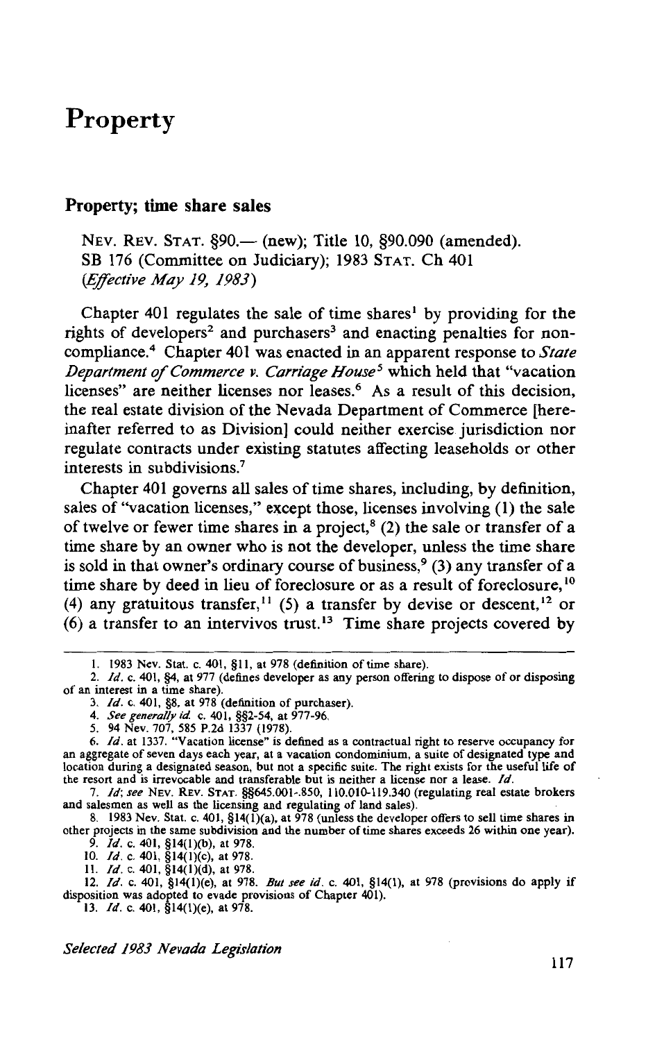# Property

## Property; time share sales

NEV. REV. STAT. §90.— (new); Title 10, §90.090 (amended).
SB 176 (Committee on Judiciary); 1983 STAT. Ch 401
*(Effective May 19, 1983)*

Chapter 401 regulates the sale of time shares[1] by providing for the rights of developers[2] and purchasers[3] and enacting penalties for noncompliance.[4] Chapter 401 was enacted in an apparent response to *State Department of Commerce v. Carriage House*[5] which held that "vacation licenses" are neither licenses nor leases.[6] As a result of this decision, the real estate division of the Nevada Department of Commerce [hereinafter referred to as Division] could neither exercise jurisdiction nor regulate contracts under existing statutes affecting leaseholds or other interests in subdivisions.[7]

Chapter 401 governs all sales of time shares, including, by definition, sales of "vacation licenses," except those, licenses involving (1) the sale of twelve or fewer time shares in a project,[8] (2) the sale or transfer of a time share by an owner who is not the developer, unless the time share is sold in that owner's ordinary course of business,[9] (3) any transfer of a time share by deed in lieu of foreclosure or as a result of foreclosure,[10] (4) any gratuitous transfer,[11] (5) a transfer by devise or descent,[12] or (6) a transfer to an intervivos trust.[13] Time share projects covered by

---

1. 1983 Nev. Stat. c. 401, §11, at 978 (definition of time share).
2. *Id.* c. 401, §4, at 977 (defines developer as any person offering to dispose of or disposing of an interest in a time share).
3. *Id.* c. 401, §8, at 978 (definition of purchaser).
4. *See generally id.* c. 401, §§2-54, at 977-96.
5. 94 Nev. 707, 585 P.2d 1337 (1978).
6. *Id.* at 1337. "Vacation license" is defined as a contractual right to reserve occupancy for an aggregate of seven days each year, at a vacation condominium, a suite of designated type and location during a designated season, but not a specific suite. The right exists for the useful life of the resort and is irrevocable and transferable but is neither a license nor a lease. *Id.*
7. *Id*; *see* NEV. REV. STAT. §§645.001-.850, 110.010-119.340 (regulating real estate brokers and salesmen as well as the licensing and regulating of land sales).
8. 1983 Nev. Stat. c. 401, §14(1)(a), at 978 (unless the developer offers to sell time shares in other projects in the same subdivision and the number of time shares exceeds 26 within one year).
9. *Id.* c. 401, §14(1)(b), at 978.
10. *Id.* c. 401, §14(1)(c), at 978.
11. *Id.* c. 401, §14(1)(d), at 978.
12. *Id.* c. 401, §14(1)(e), at 978. *But see id.* c. 401, §14(1), at 978 (provisions do apply if disposition was adopted to evade provisions of Chapter 401).
13. *Id.* c. 401, §14(1)(e), at 978.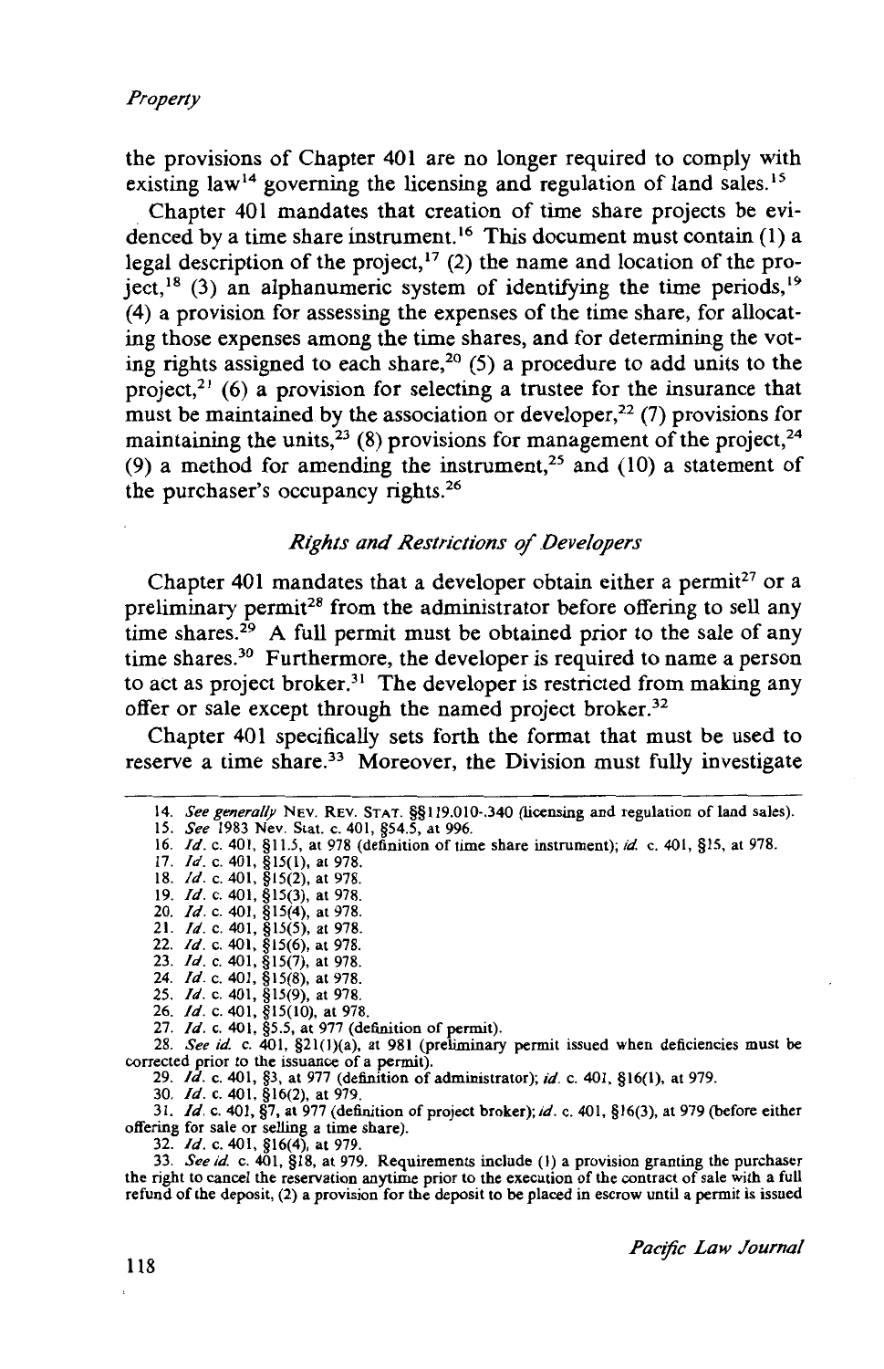the provisions of Chapter 401 are no longer required to comply with existing law[14] governing the licensing and regulation of land sales.[15]

Chapter 401 mandates that creation of time share projects be evidenced by a time share instrument.[16] This document must contain (1) a legal description of the project,[17] (2) the name and location of the project,[18] (3) an alphanumeric system of identifying the time periods,[19] (4) a provision for assessing the expenses of the time share, for allocating those expenses among the time shares, and for determining the voting rights assigned to each share,[20] (5) a procedure to add units to the project,[21] (6) a provision for selecting a trustee for the insurance that must be maintained by the association or developer,[22] (7) provisions for maintaining the units,[23] (8) provisions for management of the project,[24] (9) a method for amending the instrument,[25] and (10) a statement of the purchaser's occupancy rights.[26]

### *Rights and Restrictions of Developers*

Chapter 401 mandates that a developer obtain either a permit[27] or a preliminary permit[28] from the administrator before offering to sell any time shares.[29] A full permit must be obtained prior to the sale of any time shares.[30] Furthermore, the developer is required to name a person to act as project broker.[31] The developer is restricted from making any offer or sale except through the named project broker.[32]

Chapter 401 specifically sets forth the format that must be used to reserve a time share.[33] Moreover, the Division must fully investigate

---

14. *See generally* NEV. REV. STAT. §§119.010-.340 (licensing and regulation of land sales).
15. *See* 1983 Nev. Stat. c. 401, §54.5, at 996.
16. *Id.* c. 401, §11.5, at 978 (definition of time share instrument); *id.* c. 401, §15, at 978.
17. *Id.* c. 401, §15(1), at 978.
18. *Id.* c. 401, §15(2), at 978.
19. *Id.* c. 401, §15(3), at 978.
20. *Id.* c. 401, §15(4), at 978.
21. *Id.* c. 401, §15(5), at 978.
22. *Id.* c. 401, §15(6), at 978.
23. *Id.* c. 401, §15(7), at 978.
24. *Id.* c. 401, §15(8), at 978.
25. *Id.* c. 401, §15(9), at 978.
26. *Id.* c. 401, §15(10), at 978.
27. *Id.* c. 401, §5.5, at 977 (definition of permit).
28. *See id.* c. 401, §21(1)(a), at 981 (preliminary permit issued when deficiencies must be corrected prior to the issuance of a permit).
29. *Id.* c. 401, §3, at 977 (definition of administrator); *id.* c. 401, §16(1), at 979.
30. *Id.* c. 401, §16(2), at 979.
31. *Id.* c. 401, §7, at 977 (definition of project broker); *id.* c. 401, §16(3), at 979 (before either offering for sale or selling a time share).
32. *Id.* c. 401, §16(4), at 979.
33. *See id.* c. 401, §18, at 979. Requirements include (1) a provision granting the purchaser the right to cancel the reservation anytime prior to the execution of the contract of sale with a full refund of the deposit, (2) a provision for the deposit to be placed in escrow until a permit is issued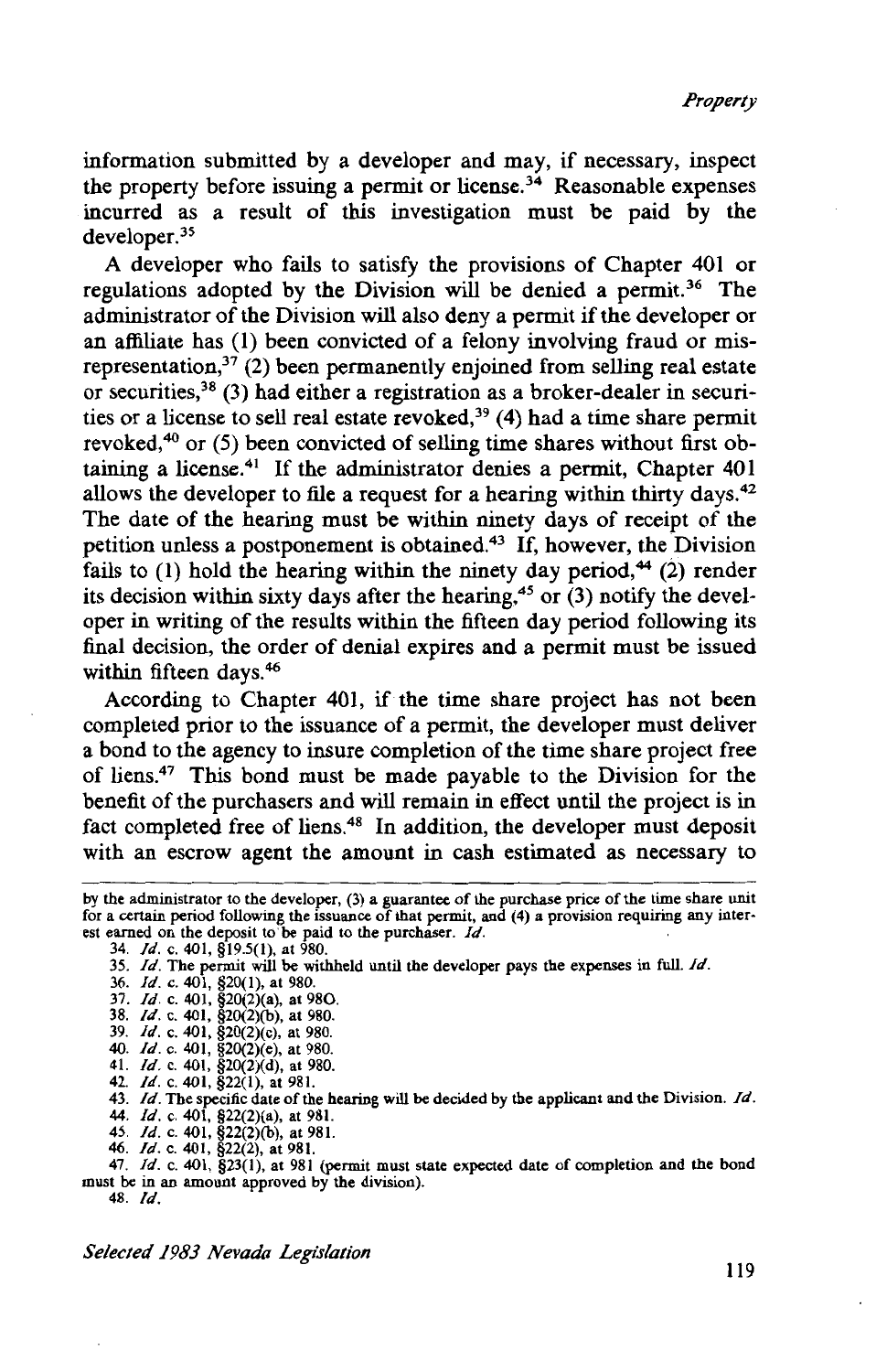information submitted by a developer and may, if necessary, inspect the property before issuing a permit or license.[34] Reasonable expenses incurred as a result of this investigation must be paid by the developer.[35]

A developer who fails to satisfy the provisions of Chapter 401 or regulations adopted by the Division will be denied a permit.[36] The administrator of the Division will also deny a permit if the developer or an affiliate has (1) been convicted of a felony involving fraud or misrepresentation,[37] (2) been permanently enjoined from selling real estate or securities,[38] (3) had either a registration as a broker-dealer in securities or a license to sell real estate revoked,[39] (4) had a time share permit revoked,[40] or (5) been convicted of selling time shares without first obtaining a license.[41] If the administrator denies a permit, Chapter 401 allows the developer to file a request for a hearing within thirty days.[42] The date of the hearing must be within ninety days of receipt of the petition unless a postponement is obtained.[43] If, however, the Division fails to (1) hold the hearing within the ninety day period,[44] (2) render its decision within sixty days after the hearing,[45] or (3) notify the developer in writing of the results within the fifteen day period following its final decision, the order of denial expires and a permit must be issued within fifteen days.[46]

According to Chapter 401, if the time share project has not been completed prior to the issuance of a permit, the developer must deliver a bond to the agency to insure completion of the time share project free of liens.[47] This bond must be made payable to the Division for the benefit of the purchasers and will remain in effect until the project is in fact completed free of liens.[48] In addition, the developer must deposit with an escrow agent the amount in cash estimated as necessary to

---

by the administrator to the developer, (3) a guarantee of the purchase price of the time share unit for a certain period following the issuance of that permit, and (4) a provision requiring any interest earned on the deposit to be paid to the purchaser. *Id.*

34. *Id.* c. 401, §19.5(1), at 980.
35. *Id.* The permit will be withheld until the developer pays the expenses in full. *Id.*
36. *Id.* c. 401, §20(1), at 980.
37. *Id.* c. 401, §20(2)(a), at 980.
38. *Id.* c. 401, §20(2)(b), at 980.
39. *Id.* c. 401, §20(2)(c), at 980.
40. *Id.* c. 401, §20(2)(e), at 980.
41. *Id.* c. 401, §20(2)(d), at 980.
42. *Id.* c. 401, §22(1), at 981.
43. *Id.* The specific date of the hearing will be decided by the applicant and the Division. *Id.*
44. *Id.* c. 401, §22(2)(a), at 981.
45. *Id.* c. 401, §22(2)(b), at 981.
46. *Id.* c. 401, §22(2), at 981.
47. *Id.* c. 401, §23(1), at 981 (permit must state expected date of completion and the bond must be in an amount approved by the division).
48. *Id.*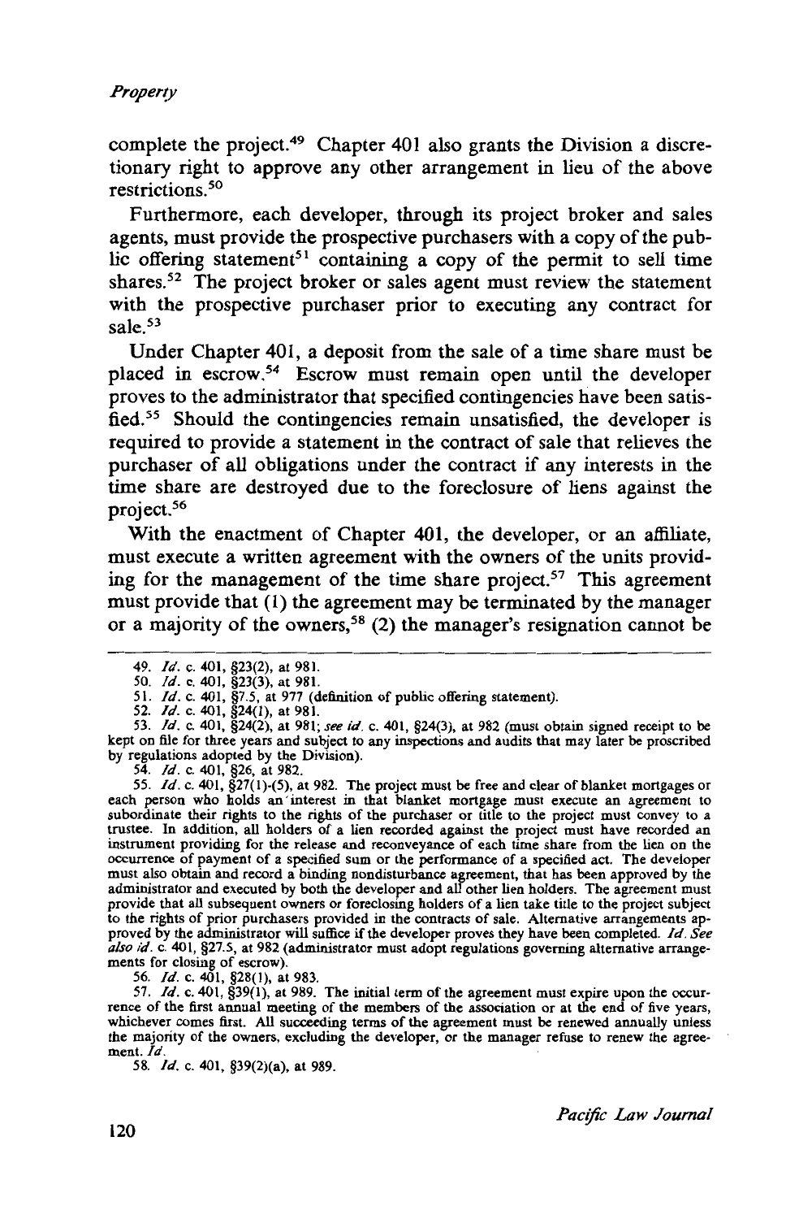complete the project.[49] Chapter 401 also grants the Division a discretionary right to approve any other arrangement in lieu of the above restrictions.[50]

Furthermore, each developer, through its project broker and sales agents, must provide the prospective purchasers with a copy of the public offering statement[51] containing a copy of the permit to sell time shares.[52] The project broker or sales agent must review the statement with the prospective purchaser prior to executing any contract for sale.[53]

Under Chapter 401, a deposit from the sale of a time share must be placed in escrow.[54] Escrow must remain open until the developer proves to the administrator that specified contingencies have been satisfied.[55] Should the contingencies remain unsatisfied, the developer is required to provide a statement in the contract of sale that relieves the purchaser of all obligations under the contract if any interests in the time share are destroyed due to the foreclosure of liens against the project.[56]

With the enactment of Chapter 401, the developer, or an affiliate, must execute a written agreement with the owners of the units providing for the management of the time share project.[57] This agreement must provide that (1) the agreement may be terminated by the manager or a majority of the owners,[58] (2) the manager's resignation cannot be

---

49. *Id.* c. 401, §23(2), at 981.

50. *Id.* c. 401, §23(3), at 981.

51. *Id.* c. 401, §7.5, at 977 (definition of public offering statement).

52. *Id.* c. 401, §24(1), at 981.

53. *Id.* c. 401, §24(2), at 981; *see id.* c. 401, §24(3), at 982 (must obtain signed receipt to be kept on file for three years and subject to any inspections and audits that may later be proscribed by regulations adopted by the Division).

54. *Id.* c. 401, §26, at 982.

55. *Id.* c. 401, §27(1)-(5), at 982. The project must be free and clear of blanket mortgages or each person who holds an interest in that blanket mortgage must execute an agreement to subordinate their rights to the rights of the purchaser or title to the project must convey to a trustee. In addition, all holders of a lien recorded against the project must have recorded an instrument providing for the release and reconveyance of each time share from the lien on the occurrence of payment of a specified sum or the performance of a specified act. The developer must also obtain and record a binding nondisturbance agreement, that has been approved by the administrator and executed by both the developer and all other lien holders. The agreement must provide that all subsequent owners or foreclosing holders of a lien take title to the project subject to the rights of prior purchasers provided in the contracts of sale. Alternative arrangements approved by the administrator will suffice if the developer proves they have been completed. *Id. See also id.* c. 401, §27.5, at 982 (administrator must adopt regulations governing alternative arrangements for closing of escrow).

56. *Id.* c. 401, §28(1), at 983.

57. *Id.* c. 401, §39(1), at 989. The initial term of the agreement must expire upon the occurrence of the first annual meeting of the members of the association or at the end of five years, whichever comes first. All succeeding terms of the agreement must be renewed annually unless the majority of the owners, excluding the developer, or the manager refuse to renew the agreement. *Id.*

58. *Id.* c. 401, §39(2)(a), at 989.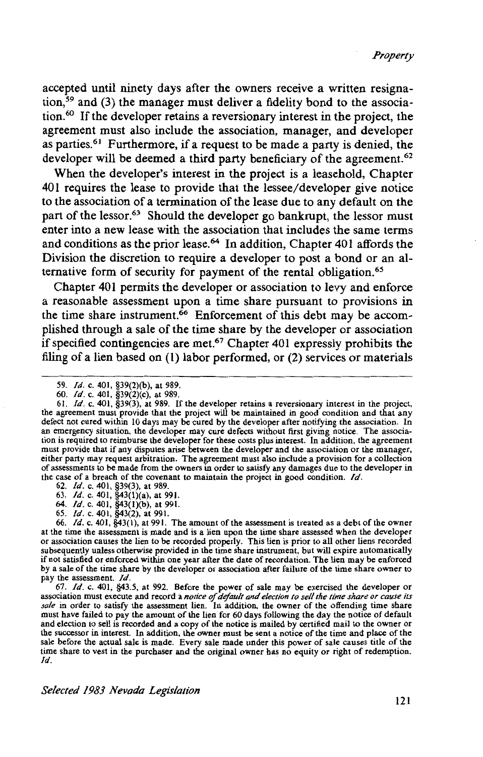accepted until ninety days after the owners receive a written resignation,[59] and (3) the manager must deliver a fidelity bond to the association.[60] If the developer retains a reversionary interest in the project, the agreement must also include the association, manager, and developer as parties.[61] Furthermore, if a request to be made a party is denied, the developer will be deemed a third party beneficiary of the agreement.[62]

When the developer's interest in the project is a leasehold, Chapter 401 requires the lease to provide that the lessee/developer give notice to the association of a termination of the lease due to any default on the part of the lessor.[63] Should the developer go bankrupt, the lessor must enter into a new lease with the association that includes the same terms and conditions as the prior lease.[64] In addition, Chapter 401 affords the Division the discretion to require a developer to post a bond or an alternative form of security for payment of the rental obligation.[65]

Chapter 401 permits the developer or association to levy and enforce a reasonable assessment upon a time share pursuant to provisions in the time share instrument.[66] Enforcement of this debt may be accomplished through a sale of the time share by the developer or association if specified contingencies are met.[67] Chapter 401 expressly prohibits the filing of a lien based on (1) labor performed, or (2) services or materials

---

59. *Id.* c. 401, §39(2)(b), at 989.

60. *Id.* c. 401, §39(2)(c), at 989.

61. *Id.* c. 401, §39(3), at 989. If the developer retains a reversionary interest in the project, the agreement must provide that the project will be maintained in good condition and that any defect not cured within 10 days may be cured by the developer after notifying the association. In an emergency situation, the developer may cure defects without first giving notice. The association is required to reimburse the developer for these costs plus interest. In addition, the agreement must provide that if any disputes arise between the developer and the association or the manager, either party may request arbitration. The agreement must also include a provision for a collection of assessments to be made from the owners in order to satisfy any damages due to the developer in the case of a breach of the covenant to maintain the project in good condition. *Id.*

62. *Id.* c. 401, §39(3), at 989.

63. *Id.* c. 401, §43(1)(a), at 991.

64. *Id.* c. 401, §43(1)(b), at 991.

65. *Id.* c. 401, §43(2), at 991.

66. *Id.* c. 401, §43(1), at 991. The amount of the assessment is treated as a debt of the owner at the time the assessment is made and is a lien upon the time share assessed when the developer or association causes the lien to be recorded properly. This lien is prior to all other liens recorded subsequently unless otherwise provided in the time share instrument, but will expire automatically if not satisfied or enforced within one year after the date of recordation. The lien may be enforced by a sale of the time share by the developer or association after failure of the time share owner to pay the assessment. *Id.*

67. *Id.* c. 401, §43.5, at 992. Before the power of sale may be exercised the developer or association must execute and record a *notice of default and election to sell the time share or cause its sale* in order to satisfy the assessment lien. In addition, the owner of the offending time share must have failed to pay the amount of the lien for 60 days following the day the notice of default and election to sell is recorded and a copy of the notice is mailed by certified mail to the owner or the successor in interest. In addition, the owner must be sent a notice of the time and place of the sale before the actual sale is made. Every sale made under this power of sale causes title of the time share to vest in the purchaser and the original owner has no equity or right of redemption. *Id.*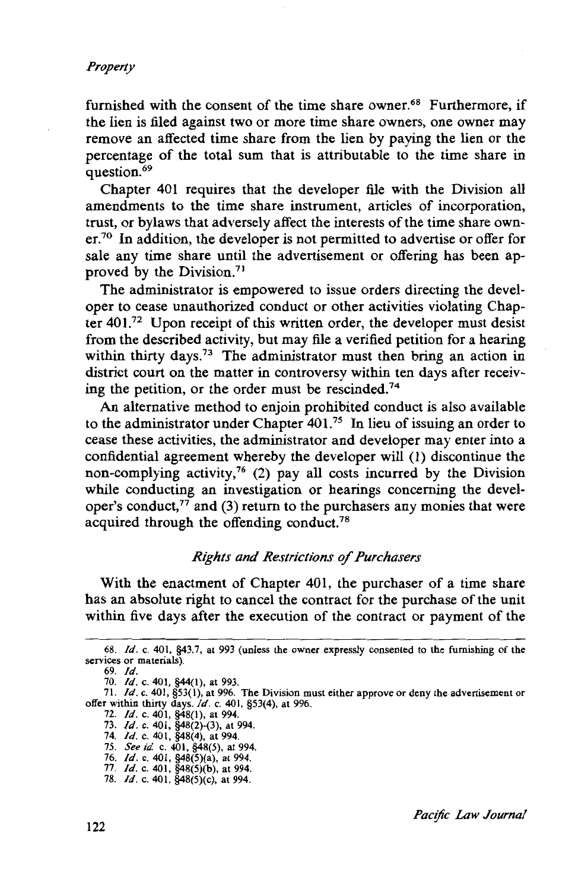furnished with the consent of the time share owner.[68] Furthermore, if the lien is filed against two or more time share owners, one owner may remove an affected time share from the lien by paying the lien or the percentage of the total sum that is attributable to the time share in question.[69]

Chapter 401 requires that the developer file with the Division all amendments to the time share instrument, articles of incorporation, trust, or bylaws that adversely affect the interests of the time share owner.[70] In addition, the developer is not permitted to advertise or offer for sale any time share until the advertisement or offering has been approved by the Division.[71]

The administrator is empowered to issue orders directing the developer to cease unauthorized conduct or other activities violating Chapter 401.[72] Upon receipt of this written order, the developer must desist from the described activity, but may file a verified petition for a hearing within thirty days.[73] The administrator must then bring an action in district court on the matter in controversy within ten days after receiving the petition, or the order must be rescinded.[74]

An alternative method to enjoin prohibited conduct is also available to the administrator under Chapter 401.[75] In lieu of issuing an order to cease these activities, the administrator and developer may enter into a confidential agreement whereby the developer will (1) discontinue the non-complying activity,[76] (2) pay all costs incurred by the Division while conducting an investigation or hearings concerning the developer's conduct,[77] and (3) return to the purchasers any monies that were acquired through the offending conduct.[78]

### *Rights and Restrictions of Purchasers*

With the enactment of Chapter 401, the purchaser of a time share has an absolute right to cancel the contract for the purchase of the unit within five days after the execution of the contract or payment of the

---

68. *Id.* c. 401, §43.7, at 993 (unless the owner expressly consented to the furnishing of the services or materials).
69. *Id.*
70. *Id.* c. 401, §44(1), at 993.
71. *Id.* c. 401, §53(1), at 996. The Division must either approve or deny the advertisement or offer within thirty days. *Id.* c. 401, §53(4), at 996.
72. *Id.* c. 401, §48(1), at 994.
73. *Id.* c. 401, §48(2)-(3), at 994.
74. *Id.* c. 401, §48(4), at 994.
75. *See id.* c. 401, §48(5), at 994.
76. *Id.* c. 401, §48(5)(a), at 994.
77. *Id.* c. 401, §48(5)(b), at 994.
78. *Id.* c. 401, §48(5)(c), at 994.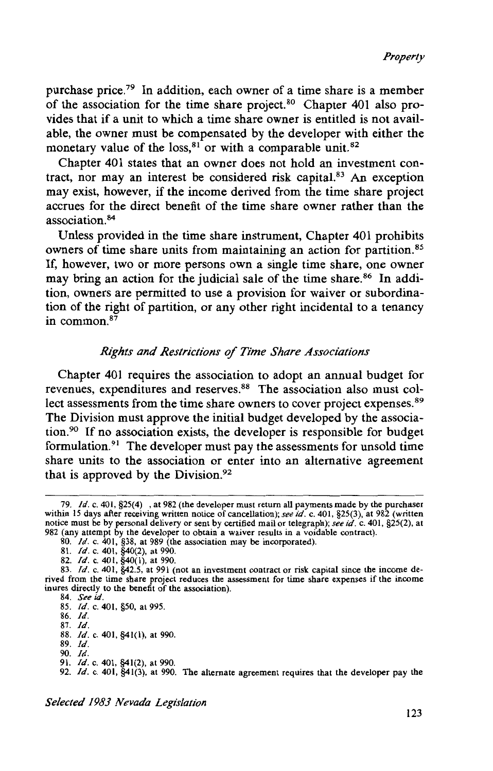purchase price.[79] In addition, each owner of a time share is a member of the association for the time share project.[80] Chapter 401 also provides that if a unit to which a time share owner is entitled is not available, the owner must be compensated by the developer with either the monetary value of the loss,[81] or with a comparable unit.[82]

Chapter 401 states that an owner does not hold an investment contract, nor may an interest be considered risk capital.[83] An exception may exist, however, if the income derived from the time share project accrues for the direct benefit of the time share owner rather than the association.[84]

Unless provided in the time share instrument, Chapter 401 prohibits owners of time share units from maintaining an action for partition.[85] If, however, two or more persons own a single time share, one owner may bring an action for the judicial sale of the time share.[86] In addition, owners are permitted to use a provision for waiver or subordination of the right of partition, or any other right incidental to a tenancy in common.[87]

### *Rights and Restrictions of Time Share Associations*

Chapter 401 requires the association to adopt an annual budget for revenues, expenditures and reserves.[88] The association also must collect assessments from the time share owners to cover project expenses.[89] The Division must approve the initial budget developed by the association.[90] If no association exists, the developer is responsible for budget formulation.[91] The developer must pay the assessments for unsold time share units to the association or enter into an alternative agreement that is approved by the Division.[92]

---

79. *Id.* c. 401, §25(4) , at 982 (the developer must return all payments made by the purchaser within 15 days after receiving written notice of cancellation); *see id.* c. 401, §25(3), at 982 (written notice must be by personal delivery or sent by certified mail or telegraph); *see id.* c. 401, §25(2), at 982 (any attempt by the developer to obtain a waiver results in a voidable contract).

80. *Id.* c. 401, §38, at 989 (the association may be incorporated).

81. *Id.* c. 401, §40(2), at 990.

82. *Id.* c. 401, §40(1), at 990.

83. *Id.* c. 401, §42.5, at 991 (not an investment contract or risk capital since the income derived from the time share project reduces the assessment for time share expenses if the income inures directly to the benefit of the association).

84. *See id.*

85. *Id.* c. 401, §50, at 995.

86. *Id.*

87. *Id.*

88. *Id.* c. 401, §41(1), at 990.

89. *Id.*

90. *Id.*

91. *Id.* c. 401, §41(2), at 990.

92. *Id.* c. 401, §41(3), at 990. The alternate agreement requires that the developer pay the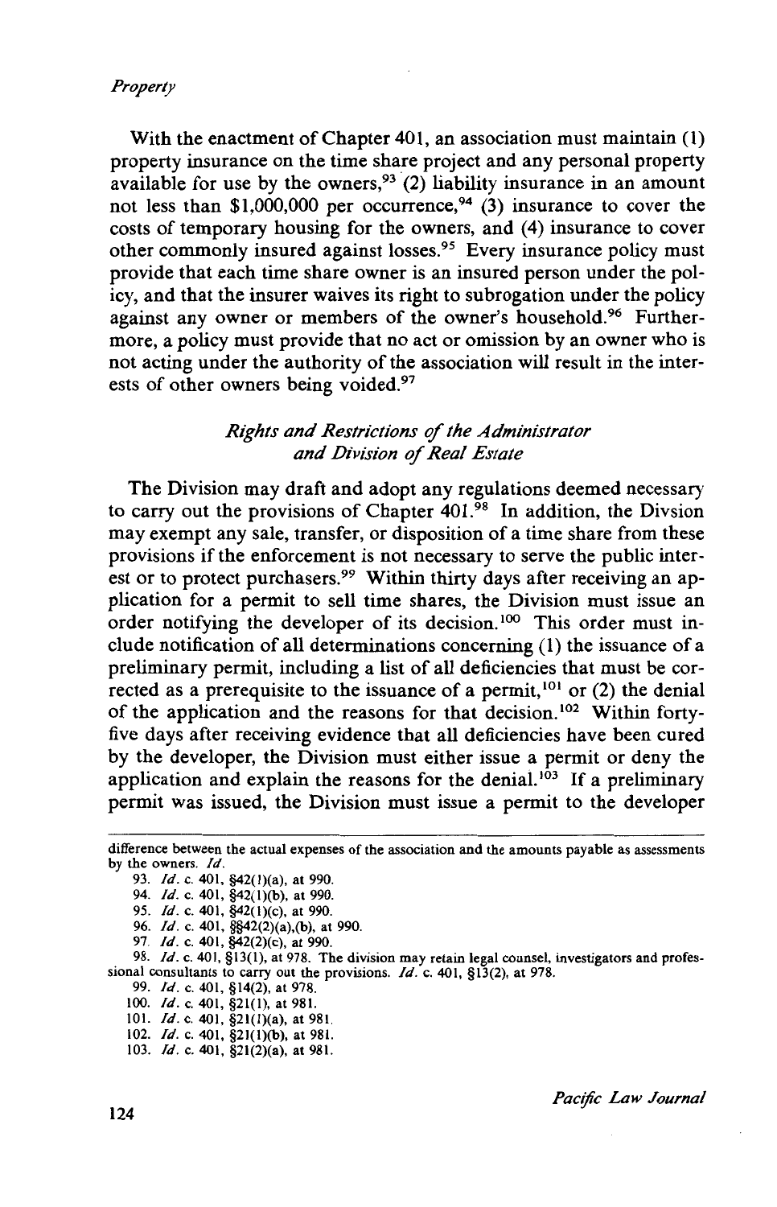With the enactment of Chapter 401, an association must maintain (1) property insurance on the time share project and any personal property available for use by the owners,[93] (2) liability insurance in an amount not less than $1,000,000 per occurrence,[94] (3) insurance to cover the costs of temporary housing for the owners, and (4) insurance to cover other commonly insured against losses.[95] Every insurance policy must provide that each time share owner is an insured person under the policy, and that the insurer waives its right to subrogation under the policy against any owner or members of the owner's household.[96] Furthermore, a policy must provide that no act or omission by an owner who is not acting under the authority of the association will result in the interests of other owners being voided.[97]

### *Rights and Restrictions of the Administrator and Division of Real Estate*

The Division may draft and adopt any regulations deemed necessary to carry out the provisions of Chapter 401.[98] In addition, the Divsion may exempt any sale, transfer, or disposition of a time share from these provisions if the enforcement is not necessary to serve the public interest or to protect purchasers.[99] Within thirty days after receiving an application for a permit to sell time shares, the Division must issue an order notifying the developer of its decision.[100] This order must include notification of all determinations concerning (1) the issuance of a preliminary permit, including a list of all deficiencies that must be corrected as a prerequisite to the issuance of a permit,[101] or (2) the denial of the application and the reasons for that decision.[102] Within forty-five days after receiving evidence that all deficiencies have been cured by the developer, the Division must either issue a permit or deny the application and explain the reasons for the denial.[103] If a preliminary permit was issued, the Division must issue a permit to the developer

---

difference between the actual expenses of the association and the amounts payable as assessments by the owners. *Id.*

93. *Id.* c. 401, §42(1)(a), at 990.
94. *Id.* c. 401, §42(1)(b), at 990.
95. *Id.* c. 401, §42(1)(c), at 990.
96. *Id.* c. 401, §§42(2)(a),(b), at 990.
97. *Id.* c. 401, §42(2)(c), at 990.
98. *Id.* c. 401, §13(1), at 978. The division may retain legal counsel, investigators and professional consultants to carry out the provisions. *Id.* c. 401, §13(2), at 978.
99. *Id.* c. 401, §14(2), at 978.
100. *Id.* c. 401, §21(1), at 981.
101. *Id.* c. 401, §21(1)(a), at 981.
102. *Id.* c. 401, §21(1)(b), at 981.
103. *Id.* c. 401, §21(2)(a), at 981.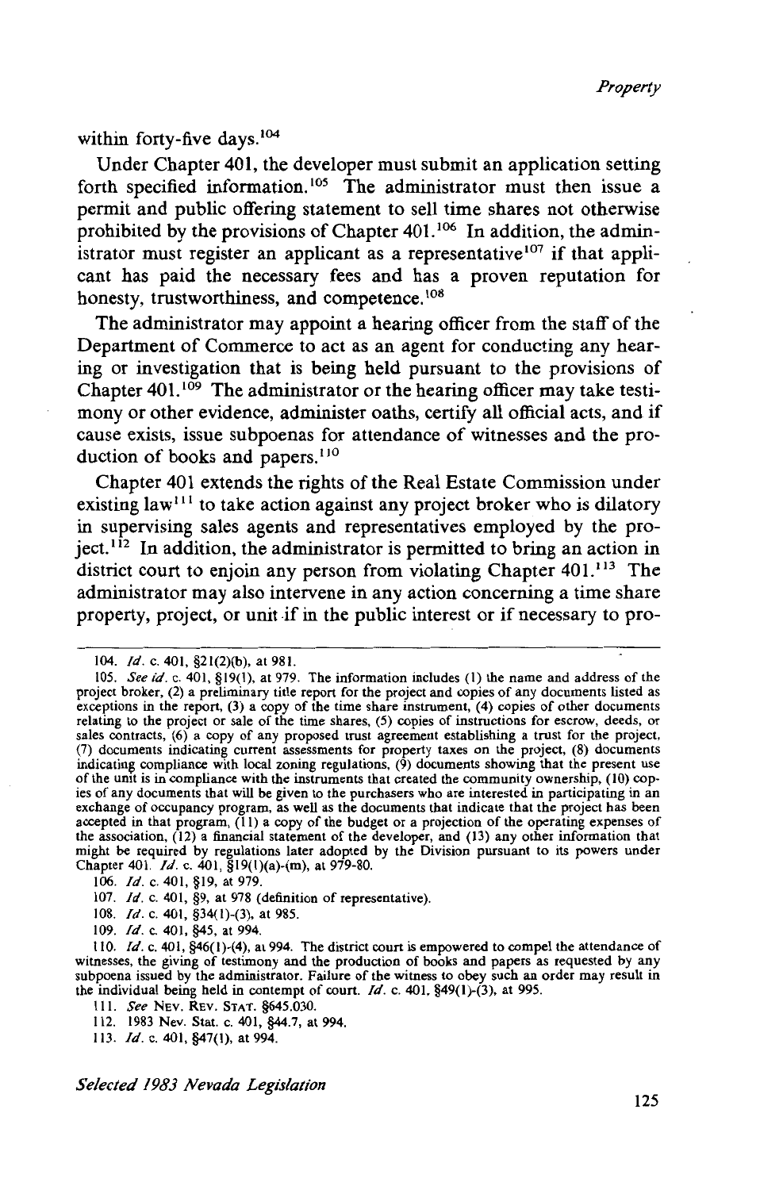within forty-five days.[104]

Under Chapter 401, the developer must submit an application setting forth specified information.[105] The administrator must then issue a permit and public offering statement to sell time shares not otherwise prohibited by the provisions of Chapter 401.[106] In addition, the administrator must register an applicant as a representative[107] if that applicant has paid the necessary fees and has a proven reputation for honesty, trustworthiness, and competence.[108]

The administrator may appoint a hearing officer from the staff of the Department of Commerce to act as an agent for conducting any hearing or investigation that is being held pursuant to the provisions of Chapter 401.[109] The administrator or the hearing officer may take testimony or other evidence, administer oaths, certify all official acts, and if cause exists, issue subpoenas for attendance of witnesses and the production of books and papers.[110]

Chapter 401 extends the rights of the Real Estate Commission under existing law[111] to take action against any project broker who is dilatory in supervising sales agents and representatives employed by the project.[112] In addition, the administrator is permitted to bring an action in district court to enjoin any person from violating Chapter 401.[113] The administrator may also intervene in any action concerning a time share property, project, or unit if in the public interest or if necessary to pro-

---

104. *Id.* c. 401, §21(2)(b), at 981.

105. *See id.* c. 401, §19(1), at 979. The information includes (1) the name and address of the project broker, (2) a preliminary title report for the project and copies of any documents listed as exceptions in the report, (3) a copy of the time share instrument, (4) copies of other documents relating to the project or sale of the time shares, (5) copies of instructions for escrow, deeds, or sales contracts, (6) a copy of any proposed trust agreement establishing a trust for the project, (7) documents indicating current assessments for property taxes on the project, (8) documents indicating compliance with local zoning regulations, (9) documents showing that the present use of the unit is in compliance with the instruments that created the community ownership, (10) copies of any documents that will be given to the purchasers who are interested in participating in an exchange of occupancy program, as well as the documents that indicate that the project has been accepted in that program, (11) a copy of the budget or a projection of the operating expenses of the association, (12) a financial statement of the developer, and (13) any other information that might be required by regulations later adopted by the Division pursuant to its powers under Chapter 401. *Id.* c. 401, §19(1)(a)-(m), at 979-80.

106. *Id.* c. 401, §19, at 979.

107. *Id.* c. 401, §9, at 978 (definition of representative).

108. *Id.* c. 401, §34(1)-(3), at 985.

109. *Id.* c. 401, §45, at 994.

110. *Id.* c. 401, §46(1)-(4), at 994. The district court is empowered to compel the attendance of witnesses, the giving of testimony and the production of books and papers as requested by any subpoena issued by the administrator. Failure of the witness to obey such an order may result in the individual being held in contempt of court. *Id.* c. 401, §49(1)-(3), at 995.

111. *See* NEV. REV. STAT. §645.030.

112. 1983 Nev. Stat. c. 401, §44.7, at 994.

113. *Id.* c. 401, §47(1), at 994.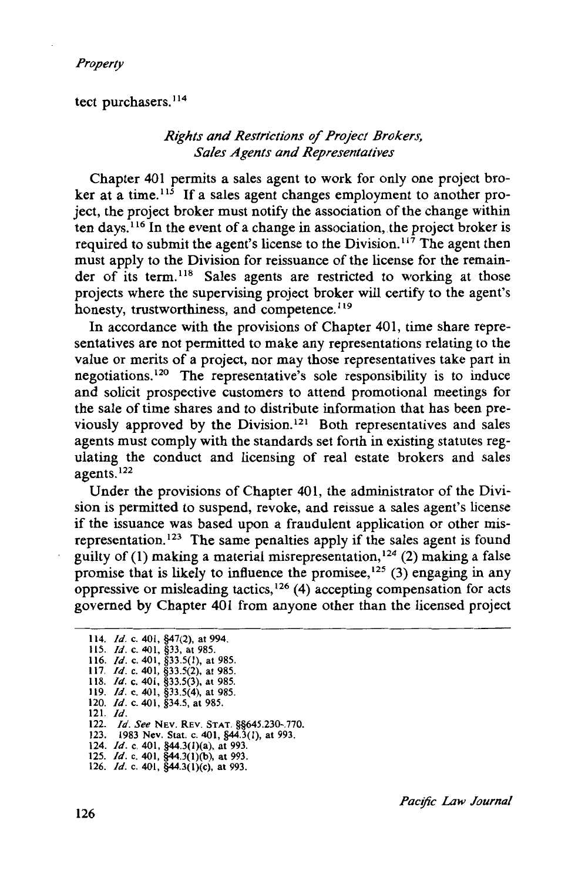tect purchasers.[114]

### *Rights and Restrictions of Project Brokers, Sales Agents and Representatives*

Chapter 401 permits a sales agent to work for only one project broker at a time.[115] If a sales agent changes employment to another project, the project broker must notify the association of the change within ten days.[116] In the event of a change in association, the project broker is required to submit the agent's license to the Division.[117] The agent then must apply to the Division for reissuance of the license for the remainder of its term.[118] Sales agents are restricted to working at those projects where the supervising project broker will certify to the agent's honesty, trustworthiness, and competence.[119]

In accordance with the provisions of Chapter 401, time share representatives are not permitted to make any representations relating to the value or merits of a project, nor may those representatives take part in negotiations.[120] The representative's sole responsibility is to induce and solicit prospective customers to attend promotional meetings for the sale of time shares and to distribute information that has been previously approved by the Division.[121] Both representatives and sales agents must comply with the standards set forth in existing statutes regulating the conduct and licensing of real estate brokers and sales agents.[122]

Under the provisions of Chapter 401, the administrator of the Division is permitted to suspend, revoke, and reissue a sales agent's license if the issuance was based upon a fraudulent application or other misrepresentation.[123] The same penalties apply if the sales agent is found guilty of (1) making a material misrepresentation,[124] (2) making a false promise that is likely to influence the promisee,[125] (3) engaging in any oppressive or misleading tactics,[126] (4) accepting compensation for acts governed by Chapter 401 from anyone other than the licensed project

---

114. *Id.* c. 401, §47(2), at 994.
115. *Id.* c. 401, §33, at 985.
116. *Id.* c. 401, §33.5(1), at 985.
117. *Id.* c. 401, §33.5(2), at 985.
118. *Id.* c. 401, §33.5(3), at 985.
119. *Id.* c. 401, §33.5(4), at 985.
120. *Id.* c. 401, §34.5, at 985.
121. *Id.*
122. *Id. See* NEV. REV. STAT. §§645.230-.770.
123. 1983 Nev. Stat. c. 401, §44.3(1), at 993.
124. *Id.* c. 401, §44.3(1)(a), at 993.
125. *Id.* c. 401, §44.3(1)(b), at 993.
126. *Id.* c. 401, §44.3(1)(c), at 993.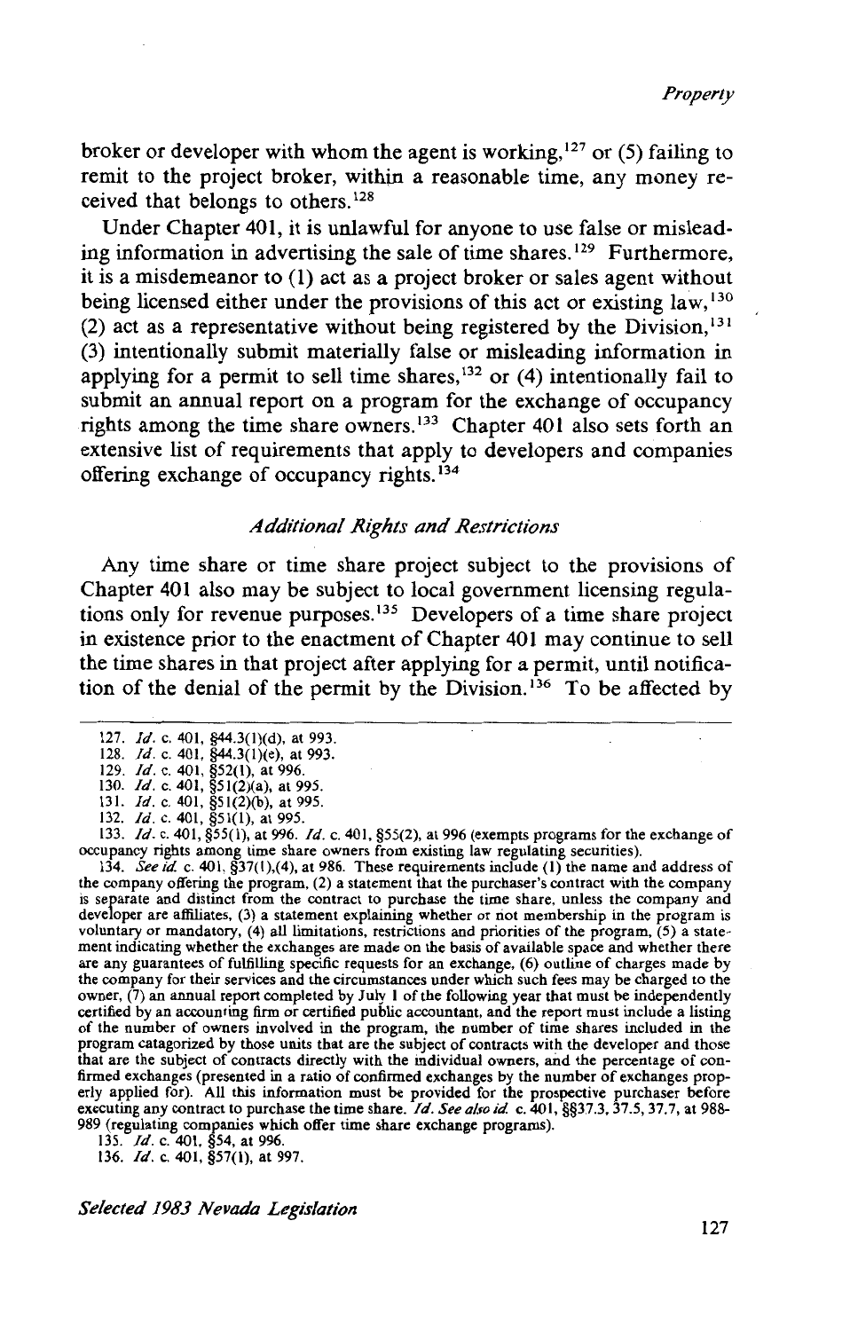broker or developer with whom the agent is working,[127] or (5) failing to remit to the project broker, within a reasonable time, any money received that belongs to others.[128]

Under Chapter 401, it is unlawful for anyone to use false or misleading information in advertising the sale of time shares.[129] Furthermore, it is a misdemeanor to (1) act as a project broker or sales agent without being licensed either under the provisions of this act or existing law,[130] (2) act as a representative without being registered by the Division,[131] (3) intentionally submit materially false or misleading information in applying for a permit to sell time shares,[132] or (4) intentionally fail to submit an annual report on a program for the exchange of occupancy rights among the time share owners.[133] Chapter 401 also sets forth an extensive list of requirements that apply to developers and companies offering exchange of occupancy rights.[134]

### *Additional Rights and Restrictions*

Any time share or time share project subject to the provisions of Chapter 401 also may be subject to local government licensing regulations only for revenue purposes.[135] Developers of a time share project in existence prior to the enactment of Chapter 401 may continue to sell the time shares in that project after applying for a permit, until notification of the denial of the permit by the Division.[136] To be affected by

---

127. *Id.* c. 401, §44.3(1)(d), at 993.

128. *Id.* c. 401, §44.3(1)(e), at 993.

129. *Id.* c. 401, §52(1), at 996.

130. *Id.* c. 401, §51(2)(a), at 995.

131. *Id.* c. 401, §51(2)(b), at 995.

132. *Id.* c. 401, §51(1), at 995.

133. *Id.* c. 401, §55(1), at 996. *Id.* c. 401, §55(2), at 996 (exempts programs for the exchange of occupancy rights among time share owners from existing law regulating securities).

134. *See id.* c. 401, §37(1),(4), at 986. These requirements include (1) the name and address of the company offering the program, (2) a statement that the purchaser's contract with the company is separate and distinct from the contract to purchase the time share, unless the company and developer are affiliates, (3) a statement explaining whether or not membership in the program is voluntary or mandatory, (4) all limitations, restrictions and priorities of the program, (5) a statement indicating whether the exchanges are made on the basis of available space and whether there are any guarantees of fulfilling specific requests for an exchange, (6) outline of charges made by the company for their services and the circumstances under which such fees may be charged to the owner, (7) an annual report completed by July 1 of the following year that must be independently certified by an accounting firm or certified public accountant, and the report must include a listing of the number of owners involved in the program, the number of time shares included in the program catagorized by those units that are the subject of contracts with the developer and those that are the subject of contracts directly with the individual owners, and the percentage of confirmed exchanges (presented in a ratio of confirmed exchanges by the number of exchanges properly applied for). All this information must be provided for the prospective purchaser before executing any contract to purchase the time share. *Id. See also id.* c. 401, §§37.3, 37.5, 37.7, at 988-989 (regulating companies which offer time share exchange programs).

135. *Id.* c. 401, §54, at 996.

136. *Id.* c. 401, §57(1), at 997.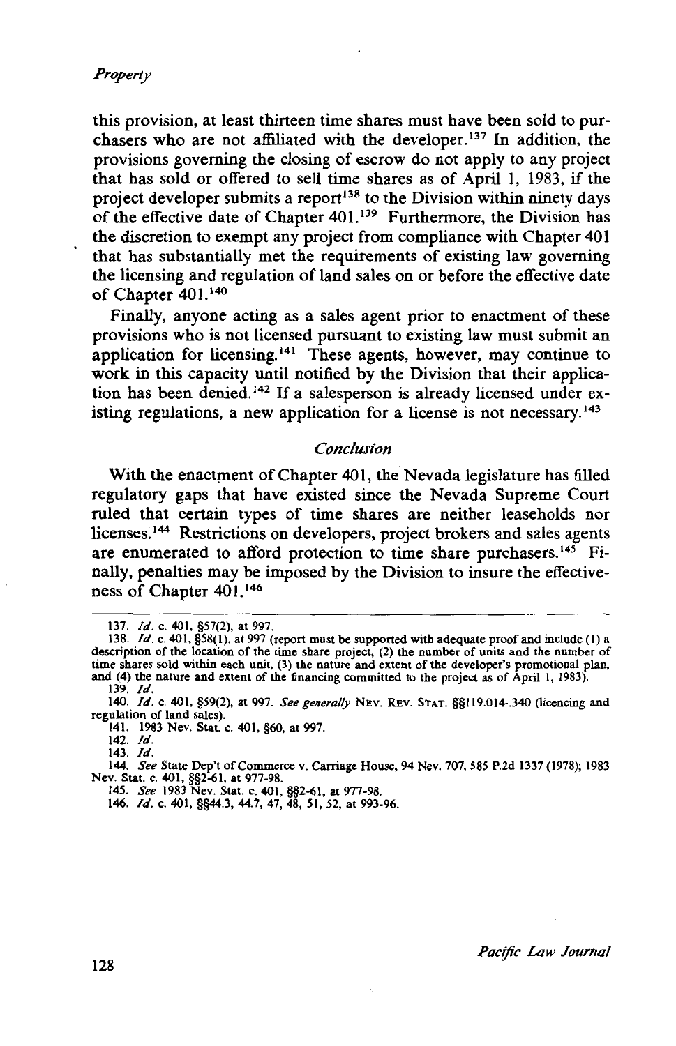this provision, at least thirteen time shares must have been sold to purchasers who are not affiliated with the developer.[137] In addition, the provisions governing the closing of escrow do not apply to any project that has sold or offered to sell time shares as of April 1, 1983, if the project developer submits a report[138] to the Division within ninety days of the effective date of Chapter 401.[139] Furthermore, the Division has the discretion to exempt any project from compliance with Chapter 401 that has substantially met the requirements of existing law governing the licensing and regulation of land sales on or before the effective date of Chapter 401.[140]

Finally, anyone acting as a sales agent prior to enactment of these provisions who is not licensed pursuant to existing law must submit an application for licensing.[141] These agents, however, may continue to work in this capacity until notified by the Division that their application has been denied.[142] If a salesperson is already licensed under existing regulations, a new application for a license is not necessary.[143]

### *Conclusion*

With the enactment of Chapter 401, the Nevada legislature has filled regulatory gaps that have existed since the Nevada Supreme Court ruled that certain types of time shares are neither leaseholds nor licenses.[144] Restrictions on developers, project brokers and sales agents are enumerated to afford protection to time share purchasers.[145] Finally, penalties may be imposed by the Division to insure the effectiveness of Chapter 401.[146]

---

137. *Id.* c. 401, §57(2), at 997.

138. *Id.* c. 401, §58(1), at 997 (report must be supported with adequate proof and include (1) a description of the location of the time share project, (2) the number of units and the number of time shares sold within each unit, (3) the nature and extent of the developer's promotional plan, and (4) the nature and extent of the financing committed to the project as of April 1, 1983).

139. *Id.*

140. *Id.* c. 401, §59(2), at 997. *See generally* NEV. REV. STAT. §§119.014-.340 (licencing and regulation of land sales).

141. 1983 Nev. Stat. c. 401, §60, at 997.

142. *Id.*

143. *Id.*

144. *See* State Dep't of Commerce v. Carriage House, 94 Nev. 707, 585 P.2d 1337 (1978); 1983 Nev. Stat. c. 401, §§2-61, at 977-98.

145. *See* 1983 Nev. Stat. c. 401, §§2-61, at 977-98.

146. *Id.* c. 401, §§44.3, 44.7, 47, 48, 51, 52, at 993-96.